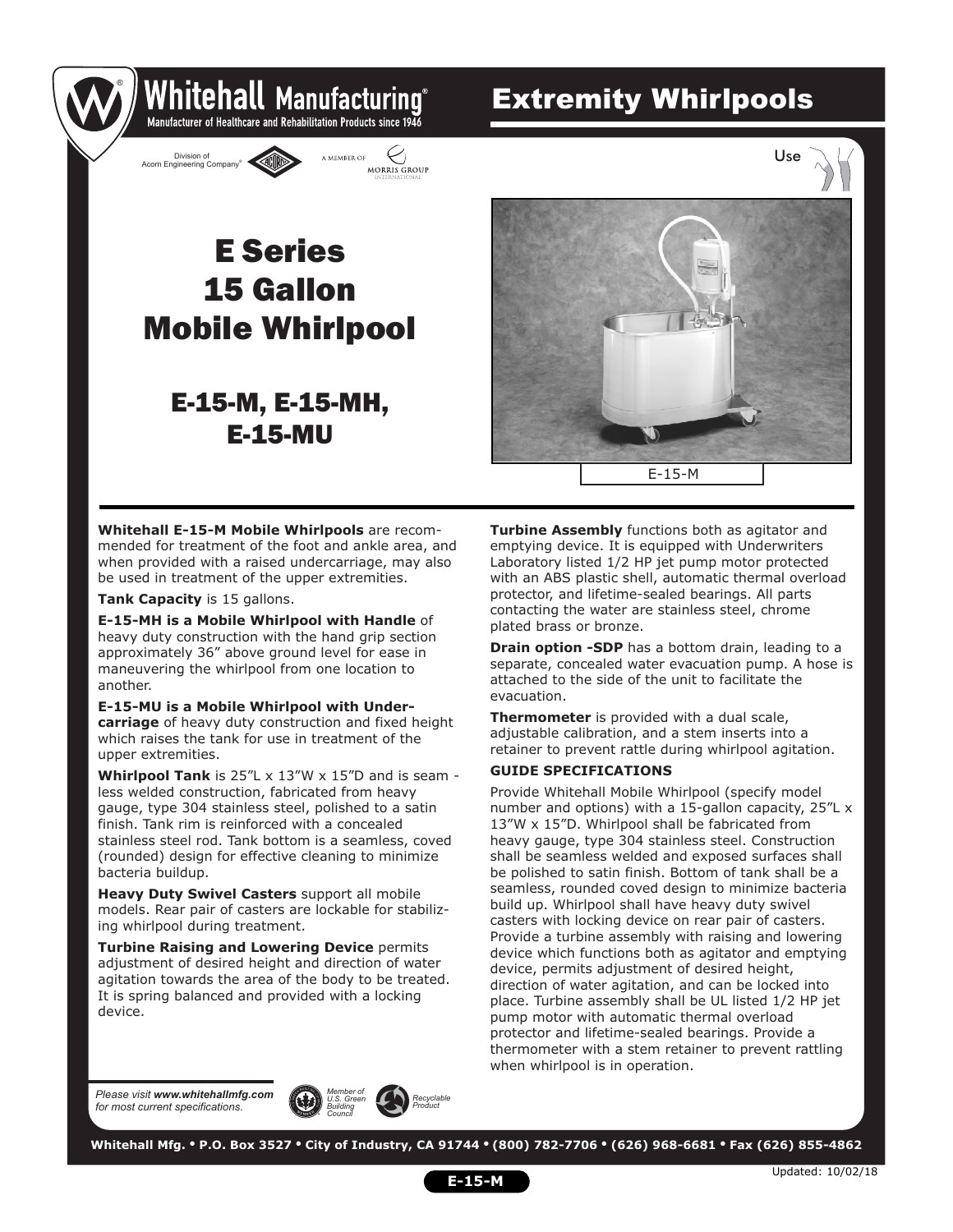# Whitehall Manufacturing®

Manufacturer of Healthcare and Rehabilitation Products since 1946

Division of Acorn Engineering Company® — A Member of Morris Group International

## Extremity Whirlpools

Use

# E Series 15 Gallon Mobile Whirlpool

## E-15-M, E-15-MH, E-15-MU

E-15-M

**Whitehall E-15-M Mobile Whirlpools** are recommended for treatment of the foot and ankle area, and when provided with a raised undercarriage, may also be used in treatment of the upper extremities.

**Tank Capacity** is 15 gallons.

**E-15-MH is a Mobile Whirlpool with Handle** of heavy duty construction with the hand grip section approximately 36" above ground level for ease in maneuvering the whirlpool from one location to another.

**E-15-MU is a Mobile Whirlpool with Undercarriage** of heavy duty construction and fixed height which raises the tank for use in treatment of the upper extremities.

**Whirlpool Tank** is 25"L x 13"W x 15"D and is seamless welded construction, fabricated from heavy gauge, type 304 stainless steel, polished to a satin finish. Tank rim is reinforced with a concealed stainless steel rod. Tank bottom is a seamless, coved (rounded) design for effective cleaning to minimize bacteria buildup.

**Heavy Duty Swivel Casters** support all mobile models. Rear pair of casters are lockable for stabilizing whirlpool during treatment.

**Turbine Raising and Lowering Device** permits adjustment of desired height and direction of water agitation towards the area of the body to be treated. It is spring balanced and provided with a locking device.

**Turbine Assembly** functions both as agitator and emptying device. It is equipped with Underwriters Laboratory listed 1/2 HP jet pump motor protected with an ABS plastic shell, automatic thermal overload protector, and lifetime-sealed bearings. All parts contacting the water are stainless steel, chrome plated brass or bronze.

**Drain option -SDP** has a bottom drain, leading to a separate, concealed water evacuation pump. A hose is attached to the side of the unit to facilitate the evacuation.

**Thermometer** is provided with a dual scale, adjustable calibration, and a stem inserts into a retainer to prevent rattle during whirlpool agitation.

### GUIDE SPECIFICATIONS

Provide Whitehall Mobile Whirlpool (specify model number and options) with a 15-gallon capacity, 25"L x 13"W x 15"D. Whirlpool shall be fabricated from heavy gauge, type 304 stainless steel. Construction shall be seamless welded and exposed surfaces shall be polished to satin finish. Bottom of tank shall be a seamless, rounded coved design to minimize bacteria build up. Whirlpool shall have heavy duty swivel casters with locking device on rear pair of casters. Provide a turbine assembly with raising and lowering device which functions both as agitator and emptying device, permits adjustment of desired height, direction of water agitation, and can be locked into place. Turbine assembly shall be UL listed 1/2 HP jet pump motor with automatic thermal overload protector and lifetime-sealed bearings. Provide a thermometer with a stem retainer to prevent rattling when whirlpool is in operation.

*Please visit **www.whitehallmfg.com** for most current specifications.*

*Member of U.S. Green Building Council* — *Recyclable Product*

**Whitehall Mfg. • P.O. Box 3527 • City of Industry, CA 91744 • (800) 782-7706 • (626) 968-6681 • Fax (626) 855-4862**

Updated: 10/02/18

**E-15-M**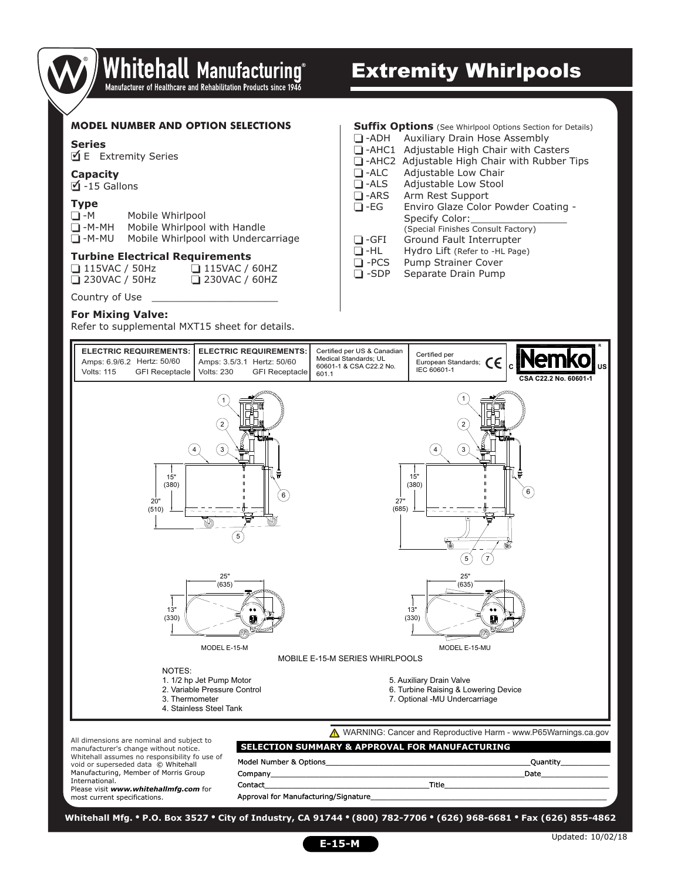# Whitehall Manufacturing®

Manufacturer of Healthcare and Rehabilitation Products since 1946

# Extremity Whirlpools

## MODEL NUMBER AND OPTION SELECTIONS

### Series

☑ E Extremity Series

### Capacity

☑ -15 Gallons

### Type

❑ -M Mobile Whirlpool
❑ -M-MH Mobile Whirlpool with Handle
❑ -M-MU Mobile Whirlpool with Undercarriage

### Turbine Electrical Requirements

❑ 115VAC / 50Hz ❑ 115VAC / 60HZ
❑ 230VAC / 50Hz ❑ 230VAC / 60HZ

Country of Use ____________________

### For Mixing Valve:

Refer to supplemental MXT15 sheet for details.

### Suffix Options (See Whirlpool Options Section for Details)

❑ -ADH Auxiliary Drain Hose Assembly
❑ -AHC1 Adjustable High Chair with Casters
❑ -AHC2 Adjustable High Chair with Rubber Tips
❑ -ALC Adjustable Low Chair
❑ -ALS Adjustable Low Stool
❑ -ARS Arm Rest Support
❑ -EG Enviro Glaze Color Powder Coating - Specify Color:_______________
(Special Finishes Consult Factory)
❑ -GFI Ground Fault Interrupter
❑ -HL Hydro Lift (Refer to -HL Page)
❑ -PCS Pump Strainer Cover
❑ -SDP Separate Drain Pump

| ELECTRIC REQUIREMENTS: | ELECTRIC REQUIREMENTS: | | | |
|---|---|---|---|---|
| Amps: 6.9/6.2 Hertz: 50/60 Volts: 115 GFI Receptacle | Amps: 3.5/3.1 Hertz: 50/60 Volts: 230 GFI Receptacle | Certified per US & Canadian Medical Standards; UL 60601-1 & CSA C22.2 No. 601.1 | Certified per European Standards; IEC 60601-1 CE | Nemko CSA C22.2 No. 60601-1 |

15" (380)
20" (510)
27" (685)
25" (635)
13" (330)

MODEL E-15-M

MODEL E-15-MU

MOBILE E-15-M SERIES WHIRLPOOLS

NOTES:
1. 1/2 hp Jet Pump Motor
2. Variable Pressure Control
3. Thermometer
4. Stainless Steel Tank
5. Auxiliary Drain Valve
6. Turbine Raising & Lowering Device
7. Optional -MU Undercarriage

⚠ WARNING: Cancer and Reproductive Harm - www.P65Warnings.ca.gov

All dimensions are nominal and subject to manufacturer's change without notice. Whitehall assumes no responsibility fo use of void or superseded data © Whitehall Manufacturing, Member of Morris Group International.
Please visit ***www.whitehallmfg.com*** for most current specifications.

### SELECTION SUMMARY & APPROVAL FOR MANUFACTURING

Model Number & Options________________________________ Quantity__________
Company________________________________ Date__________
Contact____________________ Title____________________
Approval for Manufacturing/Signature________________________________

**Whitehall Mfg. • P.O. Box 3527 • City of Industry, CA 91744 • (800) 782-7706 • (626) 968-6681 • Fax (626) 855-4862**

**E-15-M**

Updated: 10/02/18